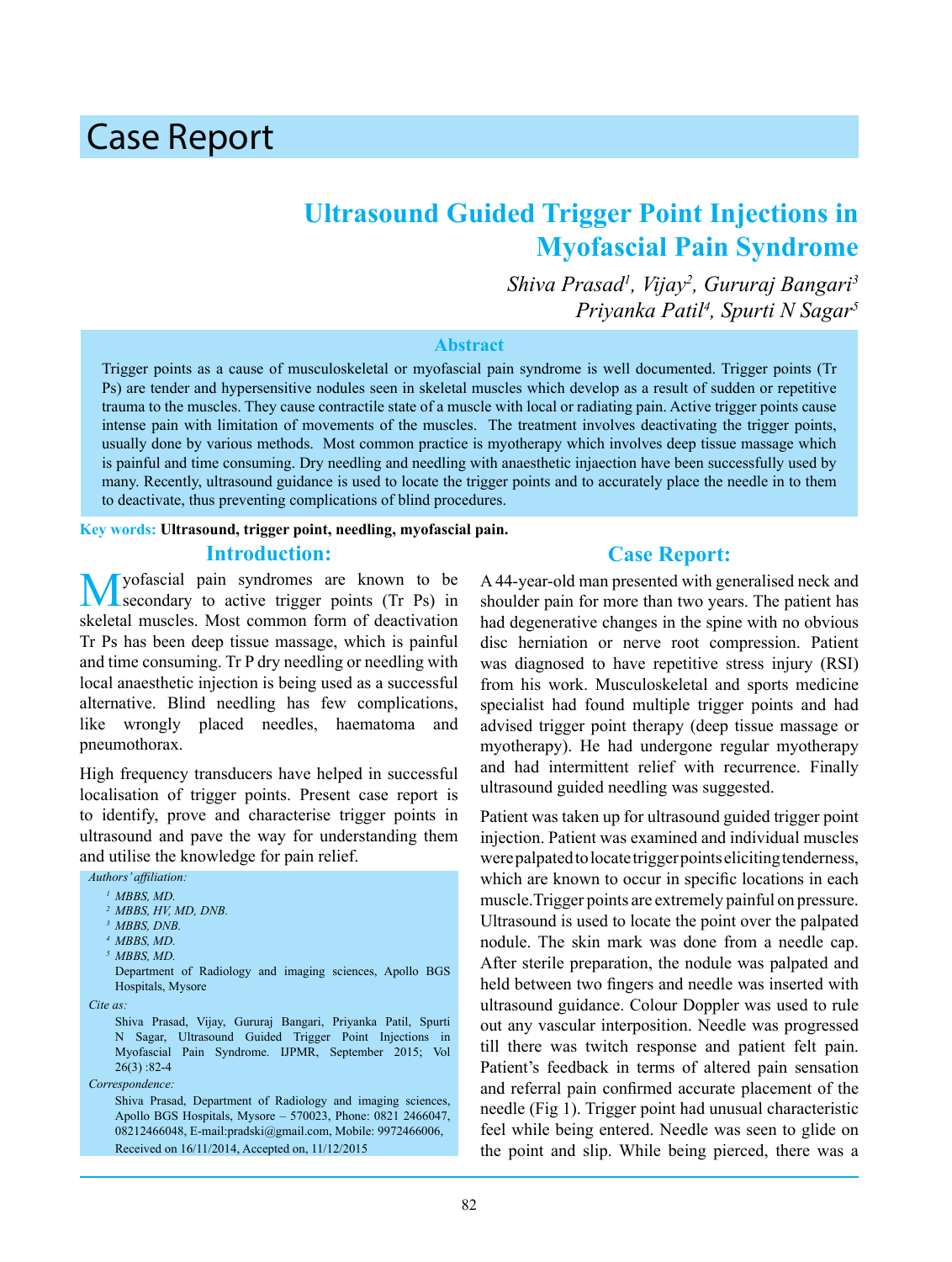# Case Report

## Ultrasound Guided Trigger Point Injections in Myofascial Pain Syndrome

*Shiva Prasad[1], Vijay[2], Gururaj Bangari[3]*
*Priyanka Patil[4], Spurti N Sagar[5]*

### Abstract

Trigger points as a cause of musculoskeletal or myofascial pain syndrome is well documented. Trigger points (Tr Ps) are tender and hypersensitive nodules seen in skeletal muscles which develop as a result of sudden or repetitive trauma to the muscles. They cause contractile state of a muscle with local or radiating pain. Active trigger points cause intense pain with limitation of movements of the muscles. The treatment involves deactivating the trigger points, usually done by various methods. Most common practice is myotherapy which involves deep tissue massage which is painful and time consuming. Dry needling and needling with anaesthetic injaection have been successfully used by many. Recently, ultrasound guidance is used to locate the trigger points and to accurately place the needle in to them to deactivate, thus preventing complications of blind procedures.

**Key words: Ultrasound, trigger point, needling, myofascial pain.**

## Introduction:

Myofascial pain syndromes are known to be secondary to active trigger points (Tr Ps) in skeletal muscles. Most common form of deactivation Tr Ps has been deep tissue massage, which is painful and time consuming. Tr P dry needling or needling with local anaesthetic injection is being used as a successful alternative. Blind needling has few complications, like wrongly placed needles, haematoma and pneumothorax.

High frequency transducers have helped in successful localisation of trigger points. Present case report is to identify, prove and characterise trigger points in ultrasound and pave the way for understanding them and utilise the knowledge for pain relief.

*Authors' affiliation:*

*[1] MBBS, MD.*
*[2] MBBS, HV, MD, DNB.*
*[3] MBBS, DNB.*
*[4] MBBS, MD.*
*[5] MBBS, MD.*

Department of Radiology and imaging sciences, Apollo BGS Hospitals, Mysore

*Cite as:*

Shiva Prasad, Vijay, Gururaj Bangari, Priyanka Patil, Spurti N Sagar, Ultrasound Guided Trigger Point Injections in Myofascial Pain Syndrome. IJPMR, September 2015; Vol 26(3) :82-4

*Correspondence:*

Shiva Prasad, Department of Radiology and imaging sciences, Apollo BGS Hospitals, Mysore – 570023, Phone: 0821 2466047, 08212466048, E-mail:pradski@gmail.com, Mobile: 9972466006, Received on 16/11/2014, Accepted on, 11/12/2015

## Case Report:

A 44-year-old man presented with generalised neck and shoulder pain for more than two years. The patient has had degenerative changes in the spine with no obvious disc herniation or nerve root compression. Patient was diagnosed to have repetitive stress injury (RSI) from his work. Musculoskeletal and sports medicine specialist had found multiple trigger points and had advised trigger point therapy (deep tissue massage or myotherapy). He had undergone regular myotherapy and had intermittent relief with recurrence. Finally ultrasound guided needling was suggested.

Patient was taken up for ultrasound guided trigger point injection. Patient was examined and individual muscles were palpated to locate trigger points eliciting tenderness, which are known to occur in specific locations in each muscle.Trigger points are extremely painful on pressure. Ultrasound is used to locate the point over the palpated nodule. The skin mark was done from a needle cap. After sterile preparation, the nodule was palpated and held between two fingers and needle was inserted with ultrasound guidance. Colour Doppler was used to rule out any vascular interposition. Needle was progressed till there was twitch response and patient felt pain. Patient's feedback in terms of altered pain sensation and referral pain confirmed accurate placement of the needle (Fig 1). Trigger point had unusual characteristic feel while being entered. Needle was seen to glide on the point and slip. While being pierced, there was a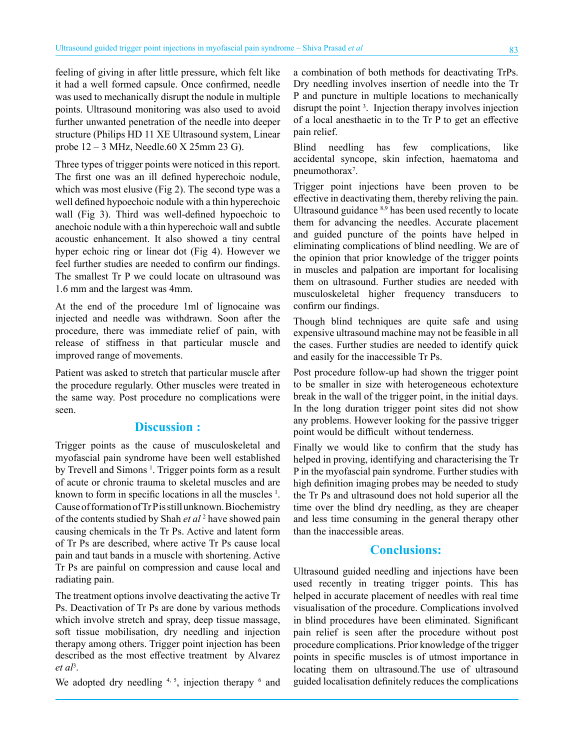feeling of giving in after little pressure, which felt like it had a well formed capsule. Once confirmed, needle was used to mechanically disrupt the nodule in multiple points. Ultrasound monitoring was also used to avoid further unwanted penetration of the needle into deeper structure (Philips HD 11 XE Ultrasound system, Linear probe 12 – 3 MHz, Needle.60 X 25mm 23 G).

Three types of trigger points were noticed in this report. The first one was an ill defined hyperechoic nodule, which was most elusive (Fig 2). The second type was a well defined hypoechoic nodule with a thin hyperechoic wall (Fig 3). Third was well-defined hypoechoic to anechoic nodule with a thin hyperechoic wall and subtle acoustic enhancement. It also showed a tiny central hyper echoic ring or linear dot (Fig 4). However we feel further studies are needed to confirm our findings. The smallest Tr P we could locate on ultrasound was 1.6 mm and the largest was 4mm.

At the end of the procedure 1ml of lignocaine was injected and needle was withdrawn. Soon after the procedure, there was immediate relief of pain, with release of stiffness in that particular muscle and improved range of movements.

Patient was asked to stretch that particular muscle after the procedure regularly. Other muscles were treated in the same way. Post procedure no complications were seen.

## Discussion :

Trigger points as the cause of musculoskeletal and myofascial pain syndrome have been well established by Trevell and Simons [1]. Trigger points form as a result of acute or chronic trauma to skeletal muscles and are known to form in specific locations in all the muscles [1]. Cause of formation of Tr P is still unknown. Biochemistry of the contents studied by Shah *et al* [2] have showed pain causing chemicals in the Tr Ps. Active and latent form of Tr Ps are described, where active Tr Ps cause local pain and taut bands in a muscle with shortening. Active Tr Ps are painful on compression and cause local and radiating pain.

The treatment options involve deactivating the active Tr Ps. Deactivation of Tr Ps are done by various methods which involve stretch and spray, deep tissue massage, soft tissue mobilisation, dry needling and injection therapy among others. Trigger point injection has been described as the most effective treatment by Alvarez *et al*[3].

We adopted dry needling [4, 5], injection therapy [6] and a combination of both methods for deactivating TrPs. Dry needling involves insertion of needle into the Tr P and puncture in multiple locations to mechanically disrupt the point [3]. Injection therapy involves injection of a local anesthaetic in to the Tr P to get an effective pain relief.

Blind needling has few complications, like accidental syncope, skin infection, haematoma and pneumothorax[7].

Trigger point injections have been proven to be effective in deactivating them, thereby reliving the pain. Ultrasound guidance [8,9] has been used recently to locate them for advancing the needles. Accurate placement and guided puncture of the points have helped in eliminating complications of blind needling. We are of the opinion that prior knowledge of the trigger points in muscles and palpation are important for localising them on ultrasound. Further studies are needed with musculoskeletal higher frequency transducers to confirm our findings.

Though blind techniques are quite safe and using expensive ultrasound machine may not be feasible in all the cases. Further studies are needed to identify quick and easily for the inaccessible Tr Ps.

Post procedure follow-up had shown the trigger point to be smaller in size with heterogeneous echotexture break in the wall of the trigger point, in the initial days. In the long duration trigger point sites did not show any problems. However looking for the passive trigger point would be difficult without tenderness.

Finally we would like to confirm that the study has helped in proving, identifying and characterising the Tr P in the myofascial pain syndrome. Further studies with high definition imaging probes may be needed to study the Tr Ps and ultrasound does not hold superior all the time over the blind dry needling, as they are cheaper and less time consuming in the general therapy other than the inaccessible areas.

## Conclusions:

Ultrasound guided needling and injections have been used recently in treating trigger points. This has helped in accurate placement of needles with real time visualisation of the procedure. Complications involved in blind procedures have been eliminated. Significant pain relief is seen after the procedure without post procedure complications. Prior knowledge of the trigger points in specific muscles is of utmost importance in locating them on ultrasound.The use of ultrasound guided localisation definitely reduces the complications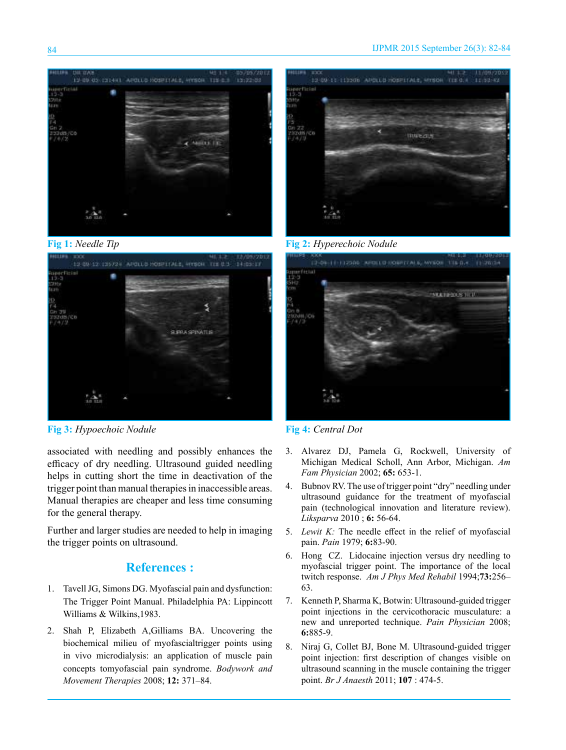Fig 1: *Needle Tip*

Fig 2: *Hyperechoic Nodule*

Fig 3: *Hypoechoic Nodule*

Fig 4: *Central Dot*

associated with needling and possibly enhances the efficacy of dry needling. Ultrasound guided needling helps in cutting short the time in deactivation of the trigger point than manual therapies in inaccessible areas. Manual therapies are cheaper and less time consuming for the general therapy.

Further and larger studies are needed to help in imaging the trigger points on ultrasound.

## References :

1. Tavell JG, Simons DG. Myofascial pain and dysfunction: The Trigger Point Manual. Philadelphia PA: Lippincott Williams & Wilkins,1983.
2. Shah P, Elizabeth A,Gilliams BA. Uncovering the biochemical milieu of myofascialtrigger points using in vivo microdialysis: an application of muscle pain concepts tomyofascial pain syndrome. *Bodywork and Movement Therapies* 2008; **12:** 371–84.
3. Alvarez DJ, Pamela G, Rockwell, University of Michigan Medical Scholl, Ann Arbor, Michigan. *Am Fam Physician* 2002; **65:** 653-1.
4. Bubnov RV. The use of trigger point "dry" needling under ultrasound guidance for the treatment of myofascial pain (technological innovation and literature review). *Liksparva* 2010 ; **6:** 56-64.
5. *Lewit K:* The needle effect in the relief of myofascial pain. *Pain* 1979; **6:**83-90.
6. Hong CZ. Lidocaine injection versus dry needling to myofascial trigger point. The importance of the local twitch response. *Am J Phys Med Rehabil* 1994;**73:**256–63.
7. Kenneth P, Sharma K, Botwin: Ultrasound-guided trigger point injections in the cervicothoracic musculature: a new and unreported technique. *Pain Physician* 2008; **6:**885-9.
8. Niraj G, Collet BJ, Bone M. Ultrasound-guided trigger point injection: first description of changes visible on ultrasound scanning in the muscle containing the trigger point. *Br J Anaesth* 2011; **107** : 474-5.